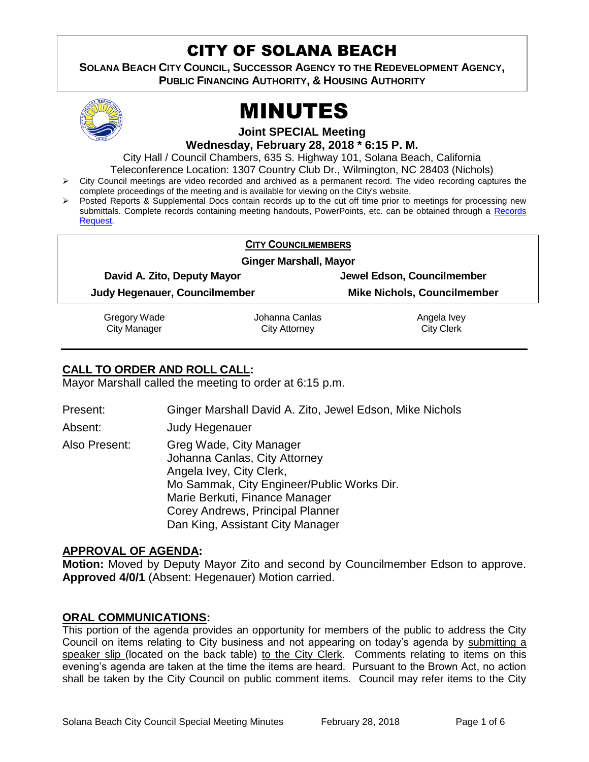# CITY OF SOLANA BEACH

**SOLANA BEACH CITY COUNCIL, SUCCESSOR AGENCY TO THE REDEVELOPMENT AGENCY, PUBLIC FINANCING AUTHORITY, & HOUSING AUTHORITY**

# MINUTES

**Joint SPECIAL Meeting**

**Wednesday, February 28, 2018 * 6:15 P. M.**

City Hall / Council Chambers, 635 S. Highway 101, Solana Beach, California

Teleconference Location: 1307 Country Club Dr., Wilmington, NC 28403 (Nichols)

- City Council meetings are video recorded and archived as a permanent record. The video recording captures the complete proceedings of the meeting and is available for viewing on the City's website.
- Posted Reports & Supplemental Docs contain records up to the cut off time prior to meetings for processing new submittals. Complete records containing meeting handouts, PowerPoints, etc. can be obtained through a Records Request.

**CITY COUNCILMEMBERS**

**Ginger Marshall, Mayor**

| | |
|---|---|
| **David A. Zito, Deputy Mayor** | **Jewel Edson, Councilmember** |
| **Judy Hegenauer, Councilmember** | **Mike Nichols, Councilmember** |

| | | |
|---|---|---|
| Gregory Wade<br>City Manager | Johanna Canlas<br>City Attorney | Angela Ivey<br>City Clerk |

## CALL TO ORDER AND ROLL CALL:

Mayor Marshall called the meeting to order at 6:15 p.m.

| | |
|---|---|
| Present: | Ginger Marshall David A. Zito, Jewel Edson, Mike Nichols |
| Absent: | Judy Hegenauer |
| Also Present: | Greg Wade, City Manager<br>Johanna Canlas, City Attorney<br>Angela Ivey, City Clerk,<br>Mo Sammak, City Engineer/Public Works Dir.<br>Marie Berkuti, Finance Manager<br>Corey Andrews, Principal Planner<br>Dan King, Assistant City Manager |

## APPROVAL OF AGENDA:

**Motion:** Moved by Deputy Mayor Zito and second by Councilmember Edson to approve. **Approved 4/0/1** (Absent: Hegenauer) Motion carried.

## ORAL COMMUNICATIONS:

This portion of the agenda provides an opportunity for members of the public to address the City Council on items relating to City business and not appearing on today's agenda by submitting a speaker slip (located on the back table) to the City Clerk. Comments relating to items on this evening's agenda are taken at the time the items are heard. Pursuant to the Brown Act, no action shall be taken by the City Council on public comment items. Council may refer items to the City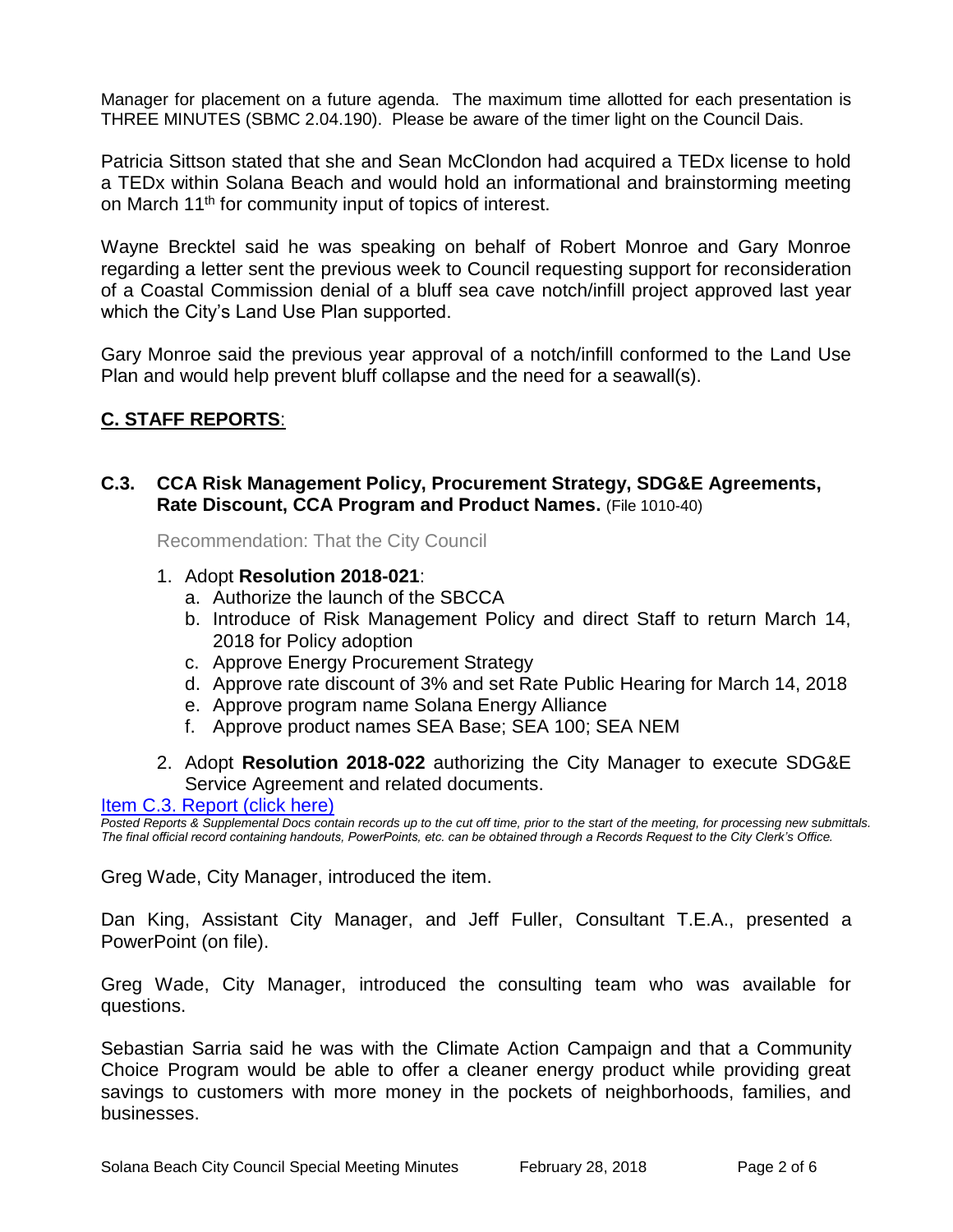Manager for placement on a future agenda. The maximum time allotted for each presentation is THREE MINUTES (SBMC 2.04.190). Please be aware of the timer light on the Council Dais.

Patricia Sittson stated that she and Sean McClondon had acquired a TEDx license to hold a TEDx within Solana Beach and would hold an informational and brainstorming meeting on March 11th for community input of topics of interest.

Wayne Brecktel said he was speaking on behalf of Robert Monroe and Gary Monroe regarding a letter sent the previous week to Council requesting support for reconsideration of a Coastal Commission denial of a bluff sea cave notch/infill project approved last year which the City's Land Use Plan supported.

Gary Monroe said the previous year approval of a notch/infill conformed to the Land Use Plan and would help prevent bluff collapse and the need for a seawall(s).

## C. STAFF REPORTS:

### C.3. CCA Risk Management Policy, Procurement Strategy, SDG&E Agreements, Rate Discount, CCA Program and Product Names. (File 1010-40)

Recommendation: That the City Council

1. Adopt **Resolution 2018-021**:
   a. Authorize the launch of the SBCCA
   b. Introduce of Risk Management Policy and direct Staff to return March 14, 2018 for Policy adoption
   c. Approve Energy Procurement Strategy
   d. Approve rate discount of 3% and set Rate Public Hearing for March 14, 2018
   e. Approve program name Solana Energy Alliance
   f. Approve product names SEA Base; SEA 100; SEA NEM
2. Adopt **Resolution 2018-022** authorizing the City Manager to execute SDG&E Service Agreement and related documents.

Item C.3. Report (click here)

*Posted Reports & Supplemental Docs contain records up to the cut off time, prior to the start of the meeting, for processing new submittals. The final official record containing handouts, PowerPoints, etc. can be obtained through a Records Request to the City Clerk's Office.*

Greg Wade, City Manager, introduced the item.

Dan King, Assistant City Manager, and Jeff Fuller, Consultant T.E.A., presented a PowerPoint (on file).

Greg Wade, City Manager, introduced the consulting team who was available for questions.

Sebastian Sarria said he was with the Climate Action Campaign and that a Community Choice Program would be able to offer a cleaner energy product while providing great savings to customers with more money in the pockets of neighborhoods, families, and businesses.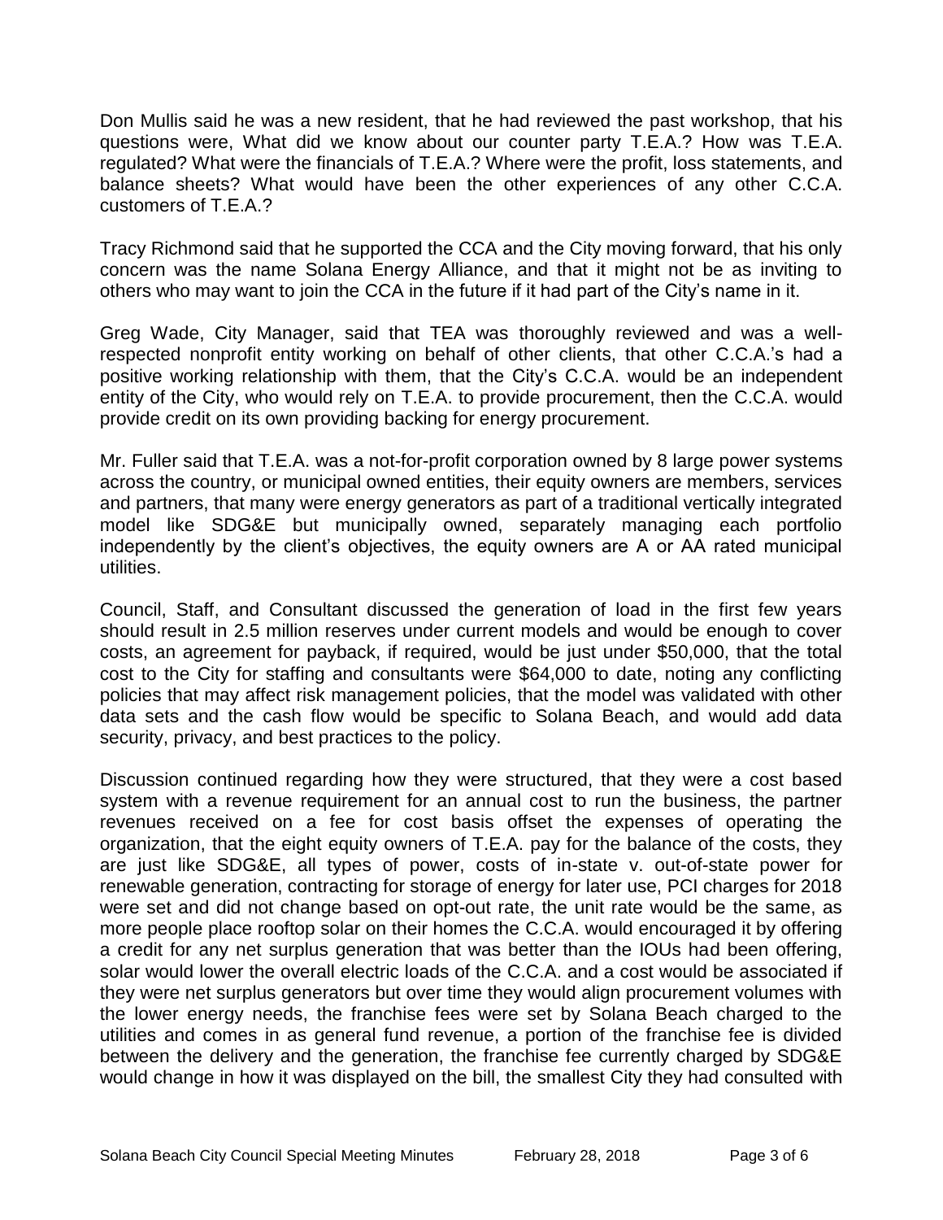Don Mullis said he was a new resident, that he had reviewed the past workshop, that his questions were, What did we know about our counter party T.E.A.? How was T.E.A. regulated? What were the financials of T.E.A.? Where were the profit, loss statements, and balance sheets? What would have been the other experiences of any other C.C.A. customers of T.E.A.?

Tracy Richmond said that he supported the CCA and the City moving forward, that his only concern was the name Solana Energy Alliance, and that it might not be as inviting to others who may want to join the CCA in the future if it had part of the City's name in it.

Greg Wade, City Manager, said that TEA was thoroughly reviewed and was a well-respected nonprofit entity working on behalf of other clients, that other C.C.A.'s had a positive working relationship with them, that the City's C.C.A. would be an independent entity of the City, who would rely on T.E.A. to provide procurement, then the C.C.A. would provide credit on its own providing backing for energy procurement.

Mr. Fuller said that T.E.A. was a not-for-profit corporation owned by 8 large power systems across the country, or municipal owned entities, their equity owners are members, services and partners, that many were energy generators as part of a traditional vertically integrated model like SDG&E but municipally owned, separately managing each portfolio independently by the client's objectives, the equity owners are A or AA rated municipal utilities.

Council, Staff, and Consultant discussed the generation of load in the first few years should result in 2.5 million reserves under current models and would be enough to cover costs, an agreement for payback, if required, would be just under $50,000, that the total cost to the City for staffing and consultants were $64,000 to date, noting any conflicting policies that may affect risk management policies, that the model was validated with other data sets and the cash flow would be specific to Solana Beach, and would add data security, privacy, and best practices to the policy.

Discussion continued regarding how they were structured, that they were a cost based system with a revenue requirement for an annual cost to run the business, the partner revenues received on a fee for cost basis offset the expenses of operating the organization, that the eight equity owners of T.E.A. pay for the balance of the costs, they are just like SDG&E, all types of power, costs of in-state v. out-of-state power for renewable generation, contracting for storage of energy for later use, PCI charges for 2018 were set and did not change based on opt-out rate, the unit rate would be the same, as more people place rooftop solar on their homes the C.C.A. would encouraged it by offering a credit for any net surplus generation that was better than the IOUs had been offering, solar would lower the overall electric loads of the C.C.A. and a cost would be associated if they were net surplus generators but over time they would align procurement volumes with the lower energy needs, the franchise fees were set by Solana Beach charged to the utilities and comes in as general fund revenue, a portion of the franchise fee is divided between the delivery and the generation, the franchise fee currently charged by SDG&E would change in how it was displayed on the bill, the smallest City they had consulted with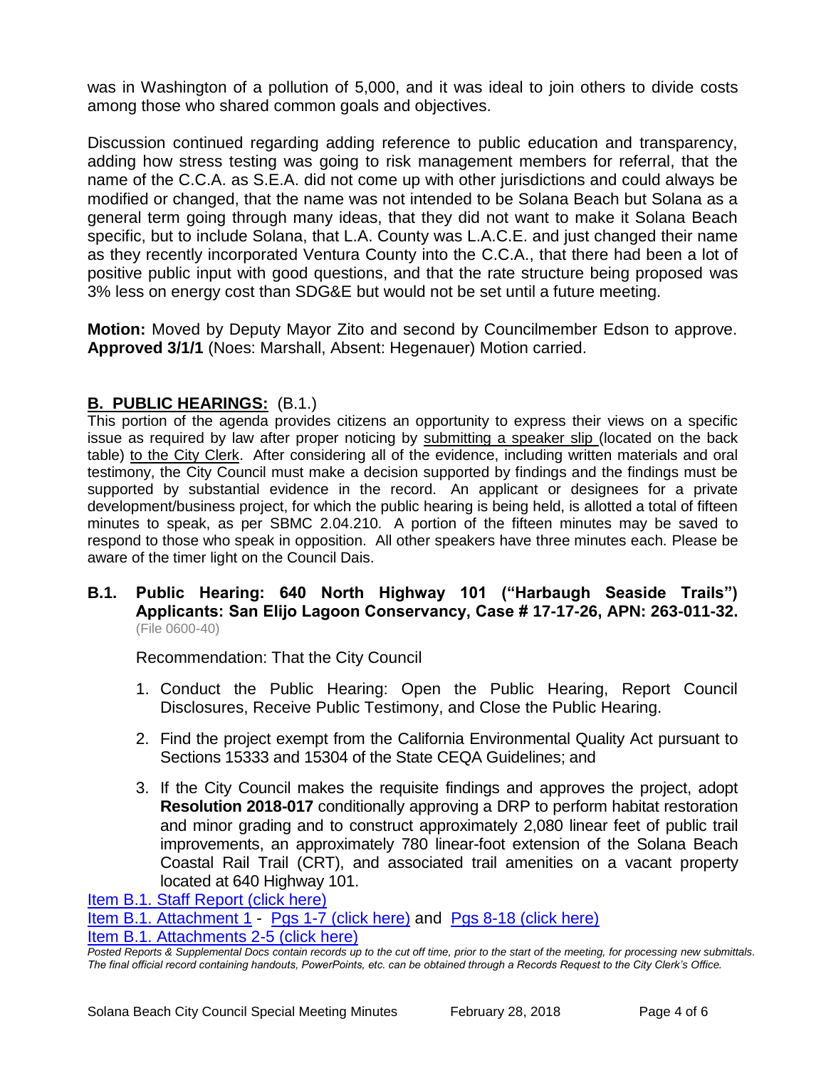was in Washington of a pollution of 5,000, and it was ideal to join others to divide costs among those who shared common goals and objectives.

Discussion continued regarding adding reference to public education and transparency, adding how stress testing was going to risk management members for referral, that the name of the C.C.A. as S.E.A. did not come up with other jurisdictions and could always be modified or changed, that the name was not intended to be Solana Beach but Solana as a general term going through many ideas, that they did not want to make it Solana Beach specific, but to include Solana, that L.A. County was L.A.C.E. and just changed their name as they recently incorporated Ventura County into the C.C.A., that there had been a lot of positive public input with good questions, and that the rate structure being proposed was 3% less on energy cost than SDG&E but would not be set until a future meeting.

**Motion:** Moved by Deputy Mayor Zito and second by Councilmember Edson to approve. **Approved 3/1/1** (Noes: Marshall, Absent: Hegenauer) Motion carried.

## B. PUBLIC HEARINGS: (B.1.)

This portion of the agenda provides citizens an opportunity to express their views on a specific issue as required by law after proper noticing by submitting a speaker slip (located on the back table) to the City Clerk. After considering all of the evidence, including written materials and oral testimony, the City Council must make a decision supported by findings and the findings must be supported by substantial evidence in the record. An applicant or designees for a private development/business project, for which the public hearing is being held, is allotted a total of fifteen minutes to speak, as per SBMC 2.04.210. A portion of the fifteen minutes may be saved to respond to those who speak in opposition. All other speakers have three minutes each. Please be aware of the timer light on the Council Dais.

### B.1. Public Hearing: 640 North Highway 101 ("Harbaugh Seaside Trails") Applicants: San Elijo Lagoon Conservancy, Case # 17-17-26, APN: 263-011-32.

(File 0600-40)

Recommendation: That the City Council

1. Conduct the Public Hearing: Open the Public Hearing, Report Council Disclosures, Receive Public Testimony, and Close the Public Hearing.
2. Find the project exempt from the California Environmental Quality Act pursuant to Sections 15333 and 15304 of the State CEQA Guidelines; and
3. If the City Council makes the requisite findings and approves the project, adopt **Resolution 2018-017** conditionally approving a DRP to perform habitat restoration and minor grading and to construct approximately 2,080 linear feet of public trail improvements, an approximately 780 linear-foot extension of the Solana Beach Coastal Rail Trail (CRT), and associated trail amenities on a vacant property located at 640 Highway 101.

Item B.1. Staff Report (click here)
Item B.1. Attachment 1 - Pgs 1-7 (click here) and Pgs 8-18 (click here)
Item B.1. Attachments 2-5 (click here)

*Posted Reports & Supplemental Docs contain records up to the cut off time, prior to the start of the meeting, for processing new submittals. The final official record containing handouts, PowerPoints, etc. can be obtained through a Records Request to the City Clerk's Office.*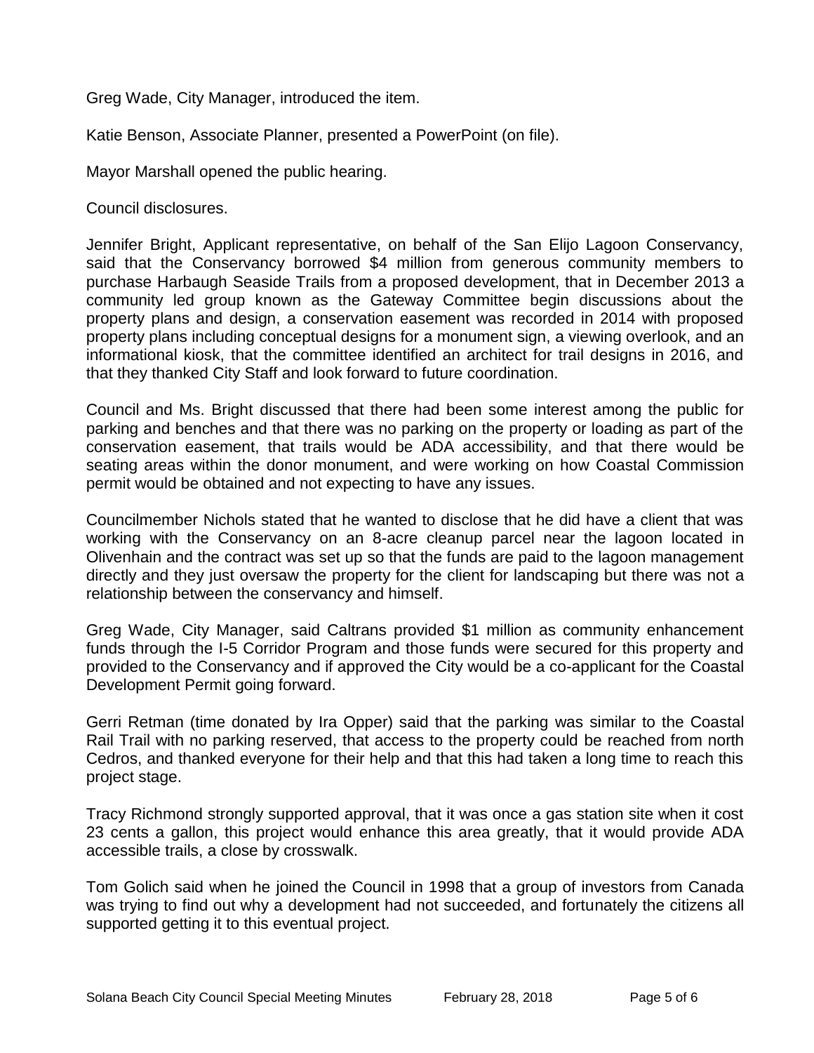Greg Wade, City Manager, introduced the item.

Katie Benson, Associate Planner, presented a PowerPoint (on file).

Mayor Marshall opened the public hearing.

Council disclosures.

Jennifer Bright, Applicant representative, on behalf of the San Elijo Lagoon Conservancy, said that the Conservancy borrowed $4 million from generous community members to purchase Harbaugh Seaside Trails from a proposed development, that in December 2013 a community led group known as the Gateway Committee begin discussions about the property plans and design, a conservation easement was recorded in 2014 with proposed property plans including conceptual designs for a monument sign, a viewing overlook, and an informational kiosk, that the committee identified an architect for trail designs in 2016, and that they thanked City Staff and look forward to future coordination.

Council and Ms. Bright discussed that there had been some interest among the public for parking and benches and that there was no parking on the property or loading as part of the conservation easement, that trails would be ADA accessibility, and that there would be seating areas within the donor monument, and were working on how Coastal Commission permit would be obtained and not expecting to have any issues.

Councilmember Nichols stated that he wanted to disclose that he did have a client that was working with the Conservancy on an 8-acre cleanup parcel near the lagoon located in Olivenhain and the contract was set up so that the funds are paid to the lagoon management directly and they just oversaw the property for the client for landscaping but there was not a relationship between the conservancy and himself.

Greg Wade, City Manager, said Caltrans provided $1 million as community enhancement funds through the I-5 Corridor Program and those funds were secured for this property and provided to the Conservancy and if approved the City would be a co-applicant for the Coastal Development Permit going forward.

Gerri Retman (time donated by Ira Opper) said that the parking was similar to the Coastal Rail Trail with no parking reserved, that access to the property could be reached from north Cedros, and thanked everyone for their help and that this had taken a long time to reach this project stage.

Tracy Richmond strongly supported approval, that it was once a gas station site when it cost 23 cents a gallon, this project would enhance this area greatly, that it would provide ADA accessible trails, a close by crosswalk.

Tom Golich said when he joined the Council in 1998 that a group of investors from Canada was trying to find out why a development had not succeeded, and fortunately the citizens all supported getting it to this eventual project.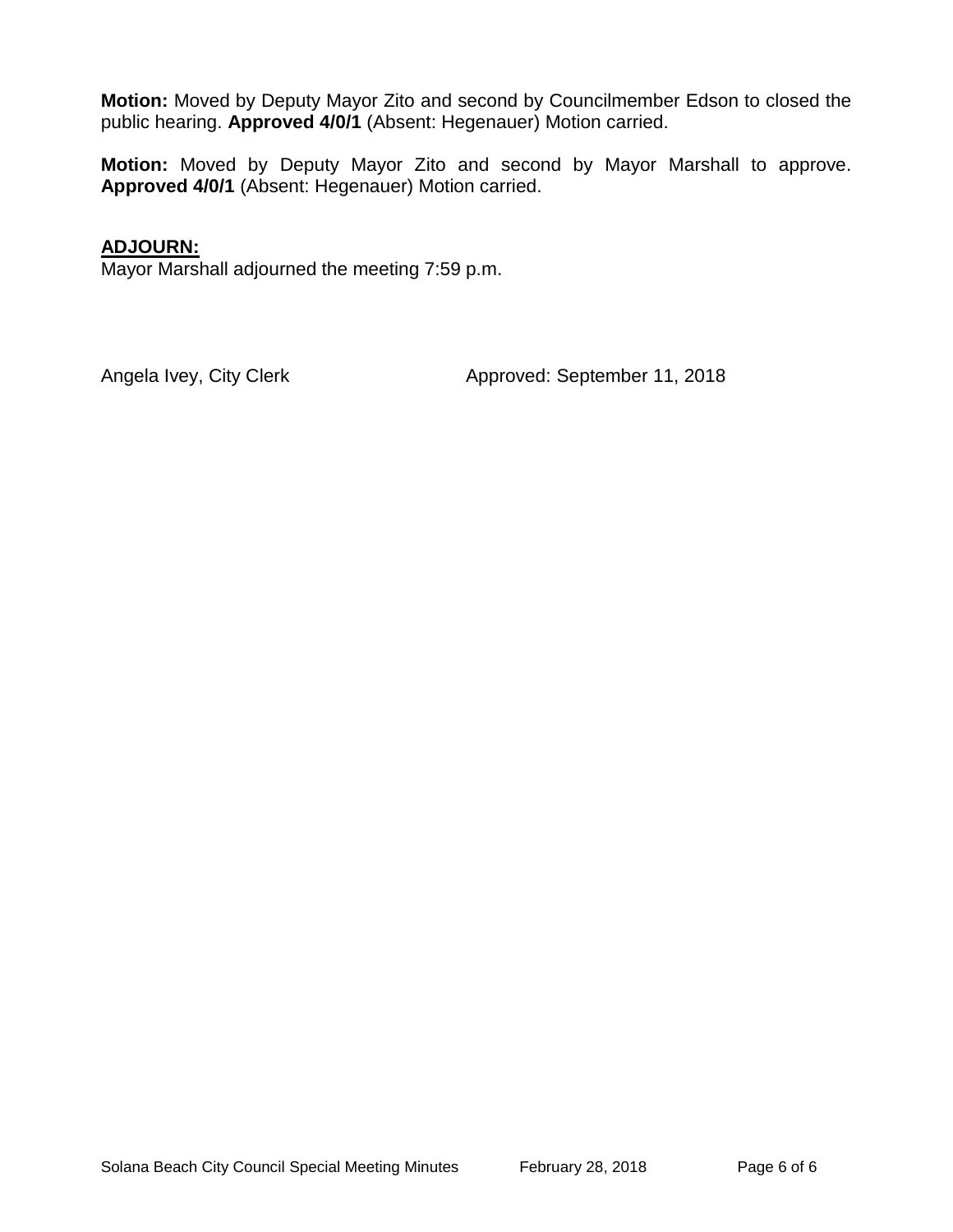**Motion:** Moved by Deputy Mayor Zito and second by Councilmember Edson to closed the public hearing. **Approved 4/0/1** (Absent: Hegenauer) Motion carried.

**Motion:** Moved by Deputy Mayor Zito and second by Mayor Marshall to approve. **Approved 4/0/1** (Absent: Hegenauer) Motion carried.

**ADJOURN:**

Mayor Marshall adjourned the meeting 7:59 p.m.

Angela Ivey, City Clerk        Approved: September 11, 2018